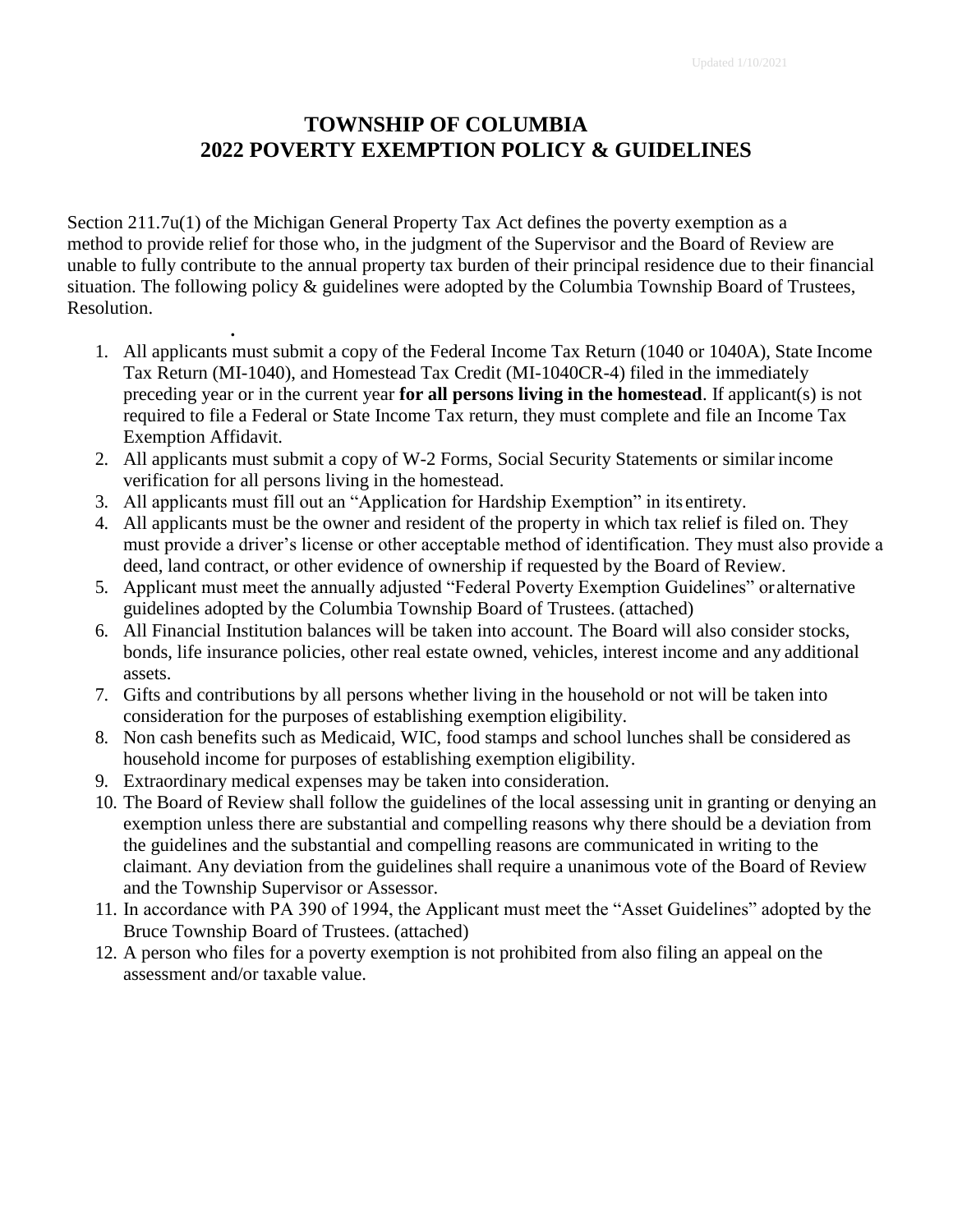# TOWNSHIP OF COLUMBIA
# 2022 POVERTY EXEMPTION POLICY & GUIDELINES

Section 211.7u(1) of the Michigan General Property Tax Act defines the poverty exemption as a method to provide relief for those who, in the judgment of the Supervisor and the Board of Review are unable to fully contribute to the annual property tax burden of their principal residence due to their financial situation. The following policy & guidelines were adopted by the Columbia Township Board of Trustees, Resolution.

.

1. All applicants must submit a copy of the Federal Income Tax Return (1040 or 1040A), State Income Tax Return (MI-1040), and Homestead Tax Credit (MI-1040CR-4) filed in the immediately preceding year or in the current year **for all persons living in the homestead**. If applicant(s) is not required to file a Federal or State Income Tax return, they must complete and file an Income Tax Exemption Affidavit.
2. All applicants must submit a copy of W-2 Forms, Social Security Statements or similar income verification for all persons living in the homestead.
3. All applicants must fill out an "Application for Hardship Exemption" in its entirety.
4. All applicants must be the owner and resident of the property in which tax relief is filed on. They must provide a driver's license or other acceptable method of identification. They must also provide a deed, land contract, or other evidence of ownership if requested by the Board of Review.
5. Applicant must meet the annually adjusted "Federal Poverty Exemption Guidelines" or alternative guidelines adopted by the Columbia Township Board of Trustees. (attached)
6. All Financial Institution balances will be taken into account. The Board will also consider stocks, bonds, life insurance policies, other real estate owned, vehicles, interest income and any additional assets.
7. Gifts and contributions by all persons whether living in the household or not will be taken into consideration for the purposes of establishing exemption eligibility.
8. Non cash benefits such as Medicaid, WIC, food stamps and school lunches shall be considered as household income for purposes of establishing exemption eligibility.
9. Extraordinary medical expenses may be taken into consideration.
10. The Board of Review shall follow the guidelines of the local assessing unit in granting or denying an exemption unless there are substantial and compelling reasons why there should be a deviation from the guidelines and the substantial and compelling reasons are communicated in writing to the claimant. Any deviation from the guidelines shall require a unanimous vote of the Board of Review and the Township Supervisor or Assessor.
11. In accordance with PA 390 of 1994, the Applicant must meet the "Asset Guidelines" adopted by the Bruce Township Board of Trustees. (attached)
12. A person who files for a poverty exemption is not prohibited from also filing an appeal on the assessment and/or taxable value.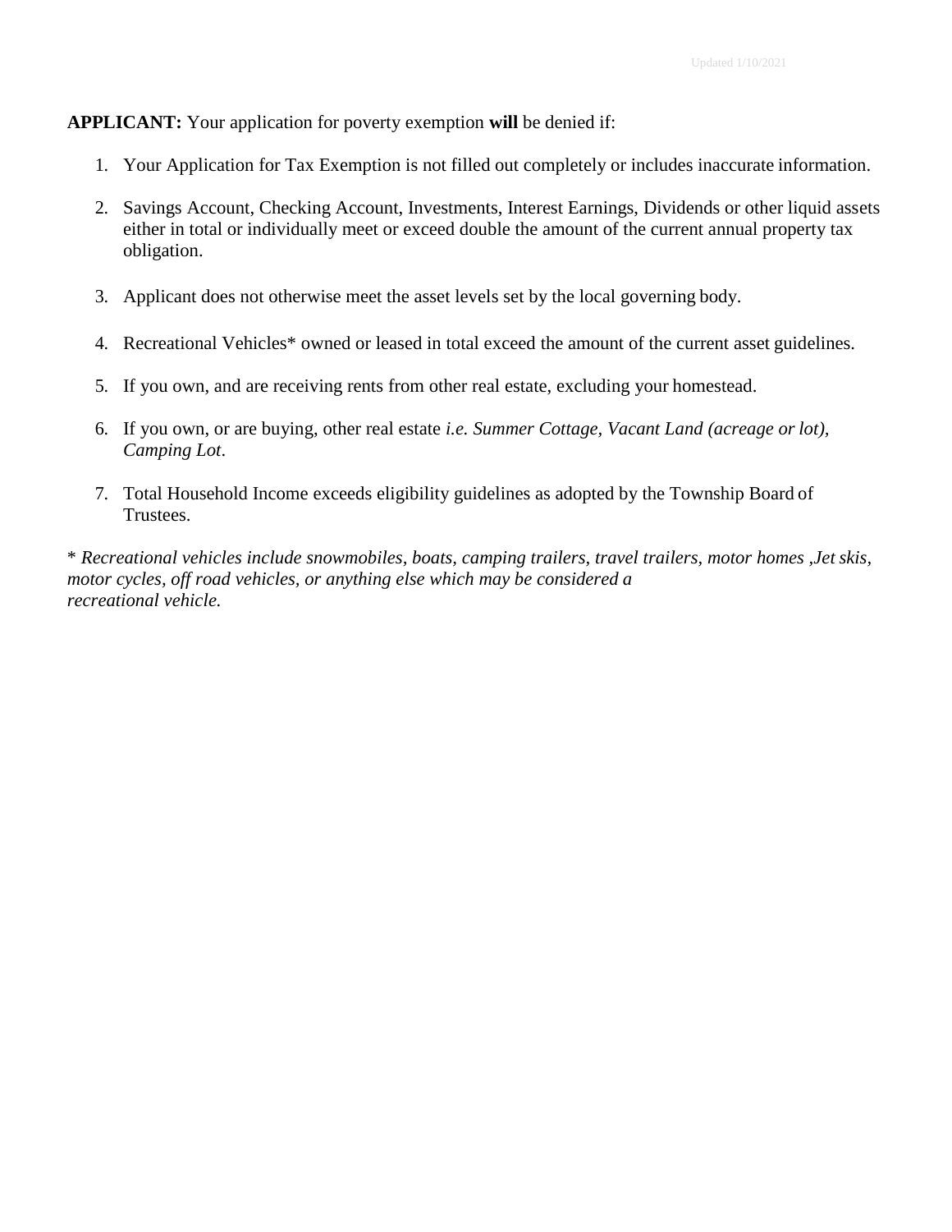**APPLICANT:** Your application for poverty exemption **will** be denied if:

1. Your Application for Tax Exemption is not filled out completely or includes inaccurate information.
2. Savings Account, Checking Account, Investments, Interest Earnings, Dividends or other liquid assets either in total or individually meet or exceed double the amount of the current annual property tax obligation.
3. Applicant does not otherwise meet the asset levels set by the local governing body.
4. Recreational Vehicles* owned or leased in total exceed the amount of the current asset guidelines.
5. If you own, and are receiving rents from other real estate, excluding your homestead.
6. If you own, or are buying, other real estate *i.e. Summer Cottage, Vacant Land (acreage or lot), Camping Lot*.
7. Total Household Income exceeds eligibility guidelines as adopted by the Township Board of Trustees.

* *Recreational vehicles include snowmobiles, boats, camping trailers, travel trailers, motor homes ,Jet skis, motor cycles, off road vehicles, or anything else which may be considered a recreational vehicle.*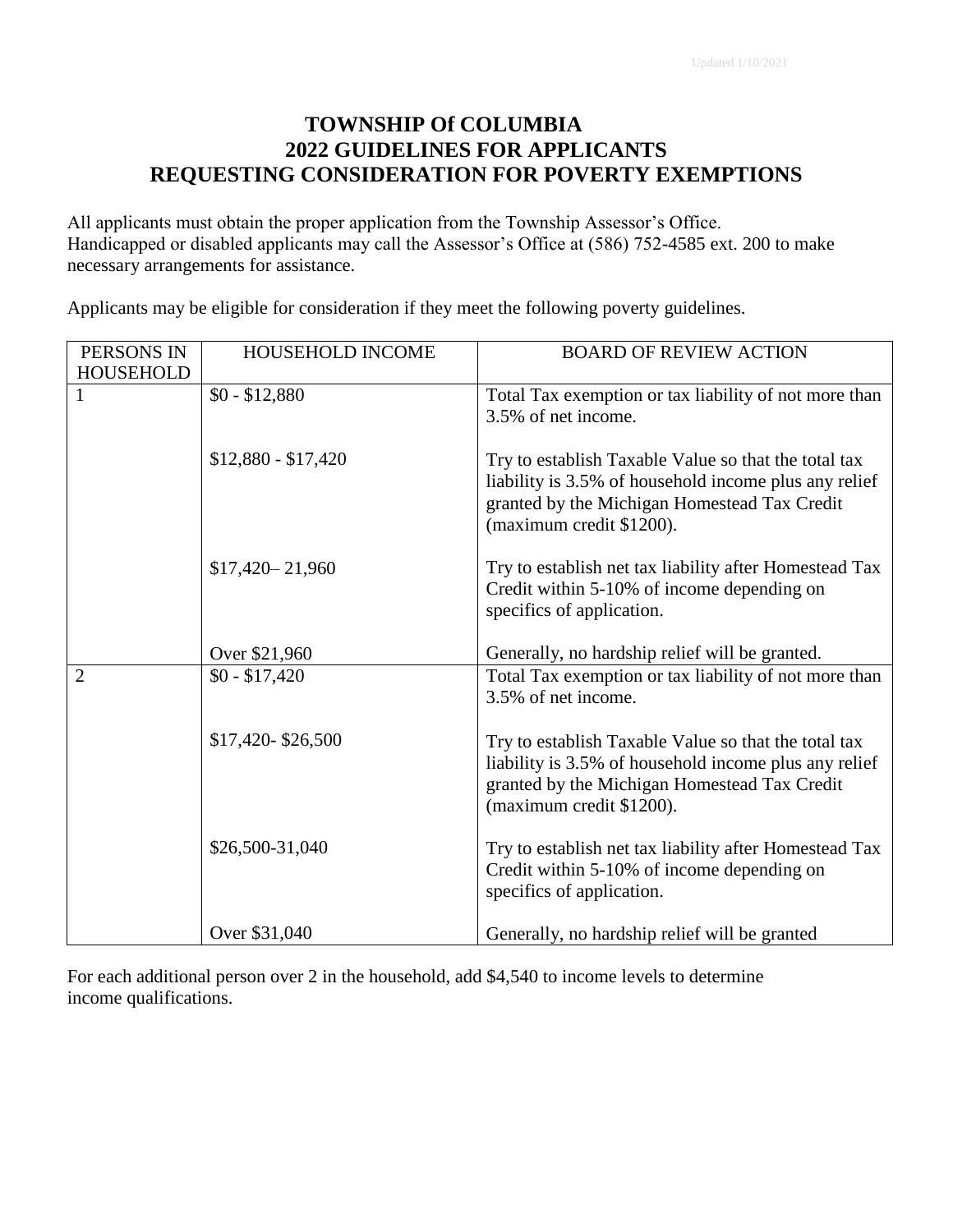Updated 1/10/2021

# TOWNSHIP Of COLUMBIA
# 2022 GUIDELINES FOR APPLICANTS
# REQUESTING CONSIDERATION FOR POVERTY EXEMPTIONS

All applicants must obtain the proper application from the Township Assessor's Office.
Handicapped or disabled applicants may call the Assessor's Office at (586) 752-4585 ext. 200 to make necessary arrangements for assistance.

Applicants may be eligible for consideration if they meet the following poverty guidelines.

| PERSONS IN HOUSEHOLD | HOUSEHOLD INCOME | BOARD OF REVIEW ACTION |
|---|---|---|
| 1 | $0 - $12,880 | Total Tax exemption or tax liability of not more than 3.5% of net income. |
| | $12,880 - $17,420 | Try to establish Taxable Value so that the total tax liability is 3.5% of household income plus any relief granted by the Michigan Homestead Tax Credit (maximum credit $1200). |
| | $17,420– 21,960 | Try to establish net tax liability after Homestead Tax Credit within 5-10% of income depending on specifics of application. |
| | Over $21,960 | Generally, no hardship relief will be granted. |
| 2 | $0 - $17,420 | Total Tax exemption or tax liability of not more than 3.5% of net income. |
| | $17,420- $26,500 | Try to establish Taxable Value so that the total tax liability is 3.5% of household income plus any relief granted by the Michigan Homestead Tax Credit (maximum credit $1200). |
| | $26,500-31,040 | Try to establish net tax liability after Homestead Tax Credit within 5-10% of income depending on specifics of application. |
| | Over $31,040 | Generally, no hardship relief will be granted |

For each additional person over 2 in the household, add $4,540 to income levels to determine income qualifications.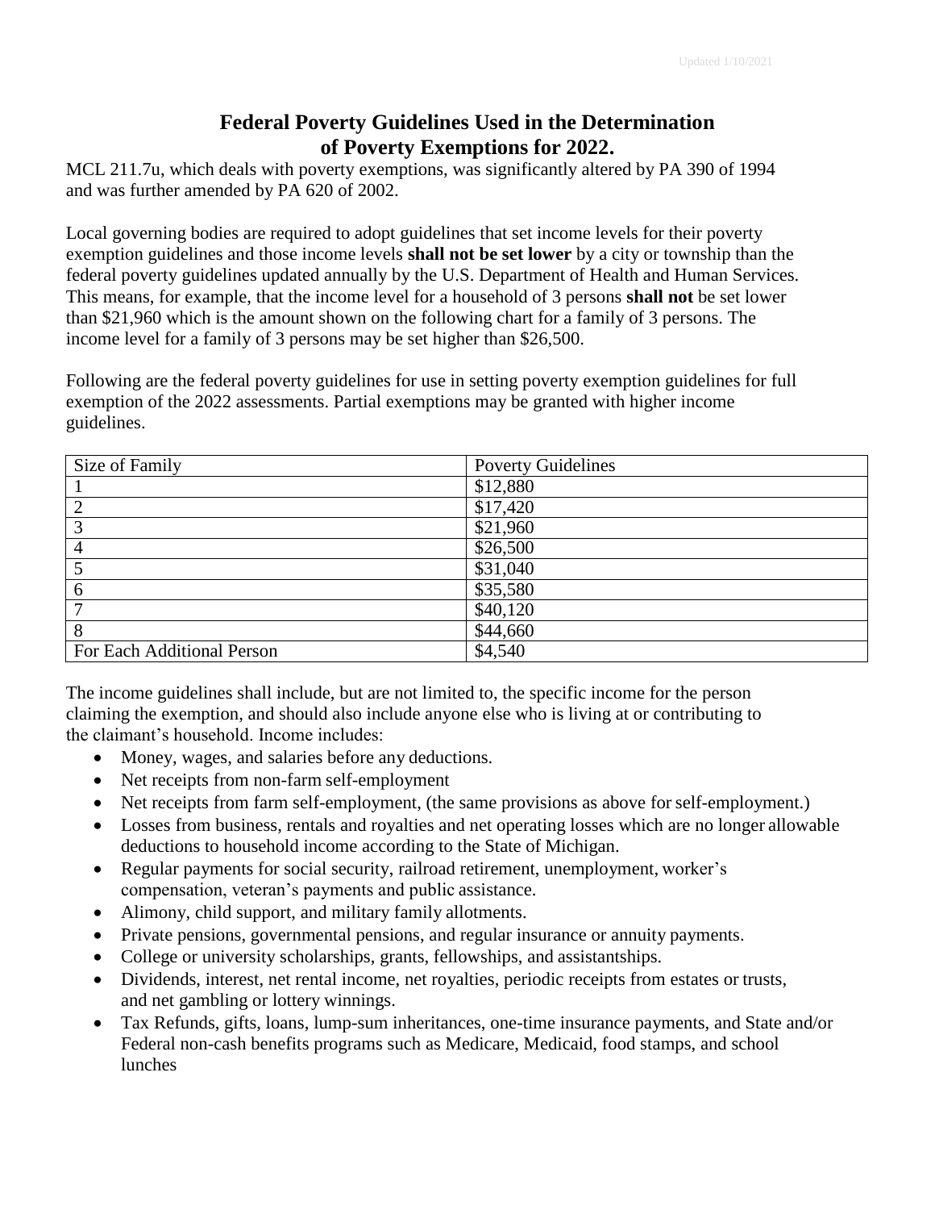# Federal Poverty Guidelines Used in the Determination of Poverty Exemptions for 2022.

MCL 211.7u, which deals with poverty exemptions, was significantly altered by PA 390 of 1994 and was further amended by PA 620 of 2002.

Local governing bodies are required to adopt guidelines that set income levels for their poverty exemption guidelines and those income levels **shall not be set lower** by a city or township than the federal poverty guidelines updated annually by the U.S. Department of Health and Human Services. This means, for example, that the income level for a household of 3 persons **shall not** be set lower than $21,960 which is the amount shown on the following chart for a family of 3 persons. The income level for a family of 3 persons may be set higher than $26,500.

Following are the federal poverty guidelines for use in setting poverty exemption guidelines for full exemption of the 2022 assessments. Partial exemptions may be granted with higher income guidelines.

| Size of Family | Poverty Guidelines |
|---|---|
| 1 | $12,880 |
| 2 | $17,420 |
| 3 | $21,960 |
| 4 | $26,500 |
| 5 | $31,040 |
| 6 | $35,580 |
| 7 | $40,120 |
| 8 | $44,660 |
| For Each Additional Person | $4,540 |

The income guidelines shall include, but are not limited to, the specific income for the person claiming the exemption, and should also include anyone else who is living at or contributing to the claimant's household. Income includes:

- Money, wages, and salaries before any deductions.
- Net receipts from non-farm self-employment
- Net receipts from farm self-employment, (the same provisions as above for self-employment.)
- Losses from business, rentals and royalties and net operating losses which are no longer allowable deductions to household income according to the State of Michigan.
- Regular payments for social security, railroad retirement, unemployment, worker's compensation, veteran's payments and public assistance.
- Alimony, child support, and military family allotments.
- Private pensions, governmental pensions, and regular insurance or annuity payments.
- College or university scholarships, grants, fellowships, and assistantships.
- Dividends, interest, net rental income, net royalties, periodic receipts from estates or trusts, and net gambling or lottery winnings.
- Tax Refunds, gifts, loans, lump-sum inheritances, one-time insurance payments, and State and/or Federal non-cash benefits programs such as Medicare, Medicaid, food stamps, and school lunches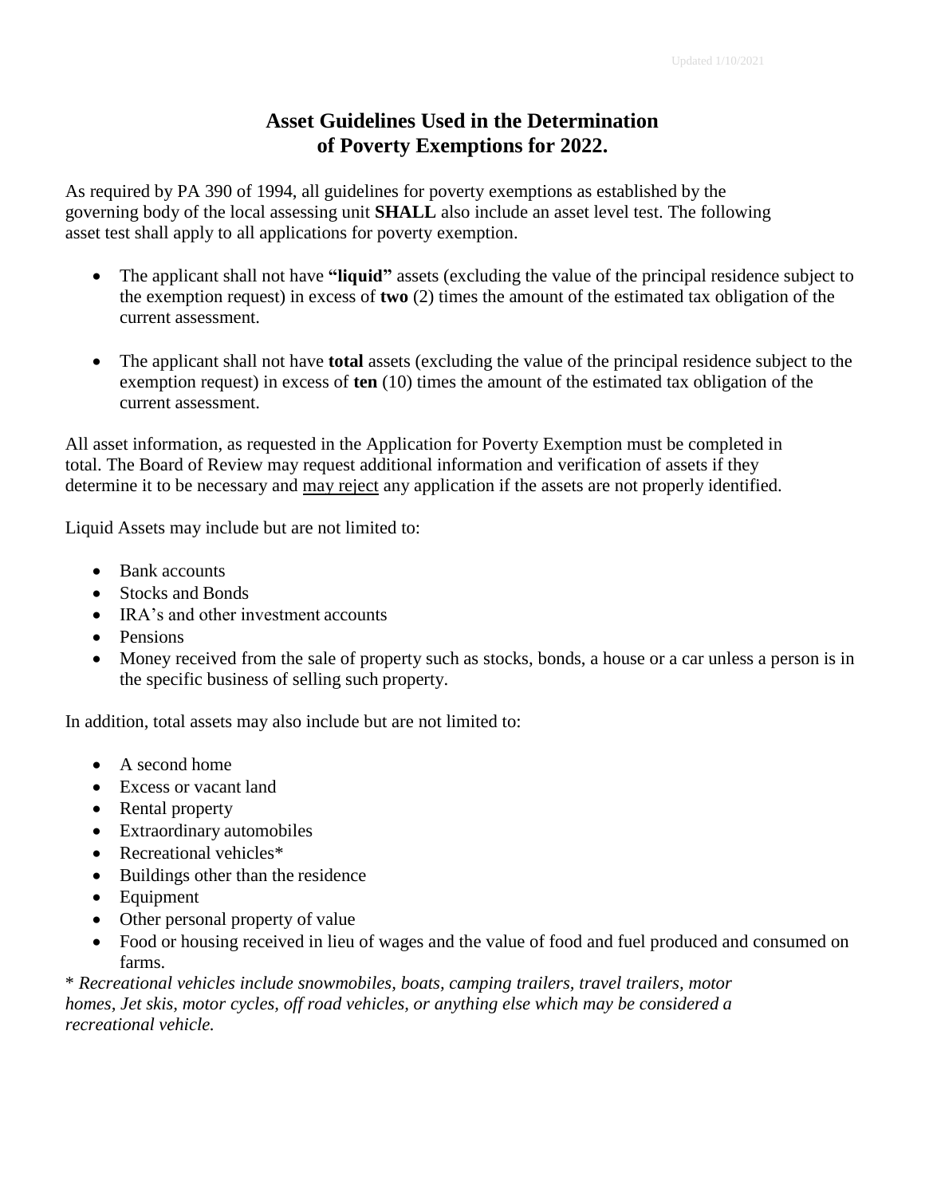Updated 1/10/2021

# Asset Guidelines Used in the Determination of Poverty Exemptions for 2022.

As required by PA 390 of 1994, all guidelines for poverty exemptions as established by the governing body of the local assessing unit **SHALL** also include an asset level test. The following asset test shall apply to all applications for poverty exemption.

- The applicant shall not have **"liquid"** assets (excluding the value of the principal residence subject to the exemption request) in excess of **two** (2) times the amount of the estimated tax obligation of the current assessment.
- The applicant shall not have **total** assets (excluding the value of the principal residence subject to the exemption request) in excess of **ten** (10) times the amount of the estimated tax obligation of the current assessment.

All asset information, as requested in the Application for Poverty Exemption must be completed in total. The Board of Review may request additional information and verification of assets if they determine it to be necessary and <u>may reject</u> any application if the assets are not properly identified.

Liquid Assets may include but are not limited to:

- Bank accounts
- Stocks and Bonds
- IRA's and other investment accounts
- Pensions
- Money received from the sale of property such as stocks, bonds, a house or a car unless a person is in the specific business of selling such property.

In addition, total assets may also include but are not limited to:

- A second home
- Excess or vacant land
- Rental property
- Extraordinary automobiles
- Recreational vehicles*
- Buildings other than the residence
- Equipment
- Other personal property of value
- Food or housing received in lieu of wages and the value of food and fuel produced and consumed on farms.

\* *Recreational vehicles include snowmobiles, boats, camping trailers, travel trailers, motor homes, Jet skis, motor cycles, off road vehicles, or anything else which may be considered a recreational vehicle.*